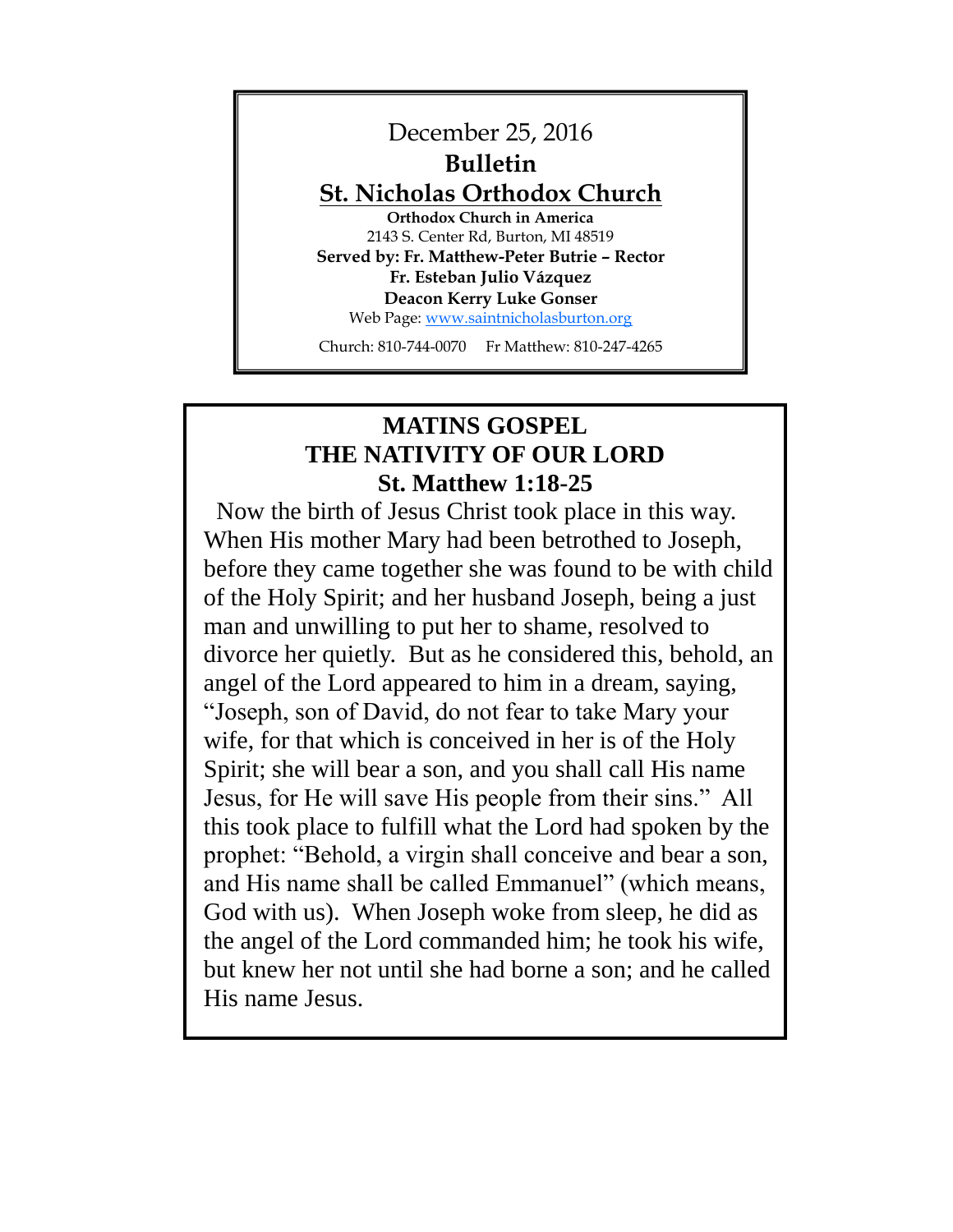December 25, 2016

**Bulletin**

**St. Nicholas Orthodox Church**

**Orthodox Church in America**

2143 S. Center Rd, Burton, MI 48519

**Served by: Fr. Matthew-Peter Butrie – Rector**

**Fr. Esteban Julio Vázquez**

**Deacon Kerry Luke Gonser**

Web Page: www.saintnicholasburton.org

Church: 810-744-0070    Fr Matthew: 810-247-4265

## MATINS GOSPEL
## THE NATIVITY OF OUR LORD
## St. Matthew 1:18-25

Now the birth of Jesus Christ took place in this way. When His mother Mary had been betrothed to Joseph, before they came together she was found to be with child of the Holy Spirit; and her husband Joseph, being a just man and unwilling to put her to shame, resolved to divorce her quietly. But as he considered this, behold, an angel of the Lord appeared to him in a dream, saying, "Joseph, son of David, do not fear to take Mary your wife, for that which is conceived in her is of the Holy Spirit; she will bear a son, and you shall call His name Jesus, for He will save His people from their sins." All this took place to fulfill what the Lord had spoken by the prophet: "Behold, a virgin shall conceive and bear a son, and His name shall be called Emmanuel" (which means, God with us). When Joseph woke from sleep, he did as the angel of the Lord commanded him; he took his wife, but knew her not until she had borne a son; and he called His name Jesus.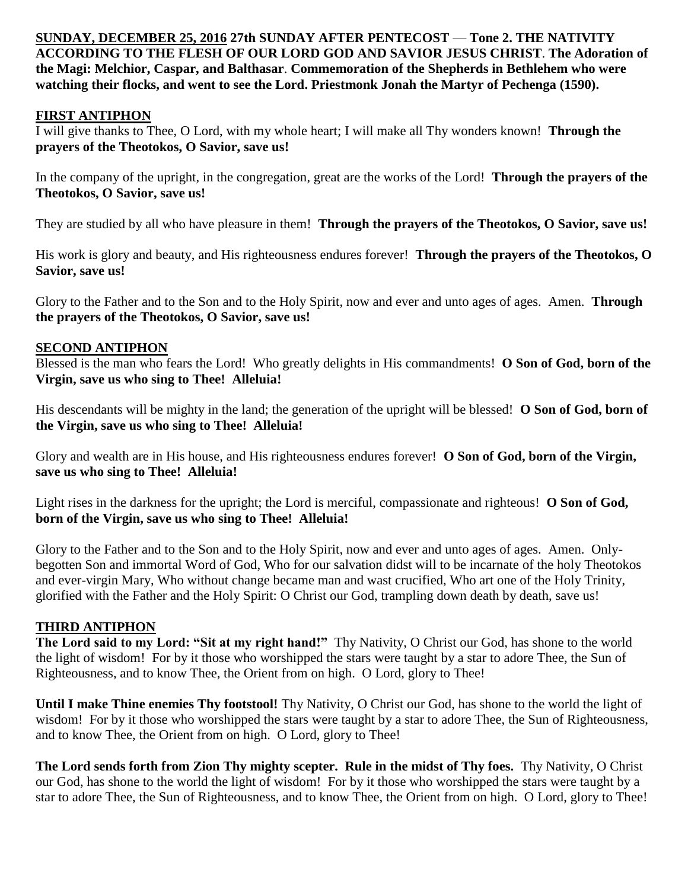**SUNDAY, DECEMBER 25, 2016** **27th SUNDAY AFTER PENTECOST — Tone 2. THE NATIVITY ACCORDING TO THE FLESH OF OUR LORD GOD AND SAVIOR JESUS CHRIST**. **The Adoration of the Magi: Melchior, Caspar, and Balthasar**. **Commemoration of the Shepherds in Bethlehem who were watching their flocks, and went to see the Lord. Priestmonk Jonah the Martyr of Pechenga (1590).**

**FIRST ANTIPHON**

I will give thanks to Thee, O Lord, with my whole heart; I will make all Thy wonders known! **Through the prayers of the Theotokos, O Savior, save us!**

In the company of the upright, in the congregation, great are the works of the Lord! **Through the prayers of the Theotokos, O Savior, save us!**

They are studied by all who have pleasure in them! **Through the prayers of the Theotokos, O Savior, save us!**

His work is glory and beauty, and His righteousness endures forever! **Through the prayers of the Theotokos, O Savior, save us!**

Glory to the Father and to the Son and to the Holy Spirit, now and ever and unto ages of ages. Amen. **Through the prayers of the Theotokos, O Savior, save us!**

**SECOND ANTIPHON**

Blessed is the man who fears the Lord! Who greatly delights in His commandments! **O Son of God, born of the Virgin, save us who sing to Thee! Alleluia!**

His descendants will be mighty in the land; the generation of the upright will be blessed! **O Son of God, born of the Virgin, save us who sing to Thee! Alleluia!**

Glory and wealth are in His house, and His righteousness endures forever! **O Son of God, born of the Virgin, save us who sing to Thee! Alleluia!**

Light rises in the darkness for the upright; the Lord is merciful, compassionate and righteous! **O Son of God, born of the Virgin, save us who sing to Thee! Alleluia!**

Glory to the Father and to the Son and to the Holy Spirit, now and ever and unto ages of ages. Amen. Only-begotten Son and immortal Word of God, Who for our salvation didst will to be incarnate of the holy Theotokos and ever-virgin Mary, Who without change became man and wast crucified, Who art one of the Holy Trinity, glorified with the Father and the Holy Spirit: O Christ our God, trampling down death by death, save us!

**THIRD ANTIPHON**

**The Lord said to my Lord: "Sit at my right hand!"** Thy Nativity, O Christ our God, has shone to the world the light of wisdom! For by it those who worshipped the stars were taught by a star to adore Thee, the Sun of Righteousness, and to know Thee, the Orient from on high. O Lord, glory to Thee!

**Until I make Thine enemies Thy footstool!** Thy Nativity, O Christ our God, has shone to the world the light of wisdom! For by it those who worshipped the stars were taught by a star to adore Thee, the Sun of Righteousness, and to know Thee, the Orient from on high. O Lord, glory to Thee!

**The Lord sends forth from Zion Thy mighty scepter. Rule in the midst of Thy foes.** Thy Nativity, O Christ our God, has shone to the world the light of wisdom! For by it those who worshipped the stars were taught by a star to adore Thee, the Sun of Righteousness, and to know Thee, the Orient from on high. O Lord, glory to Thee!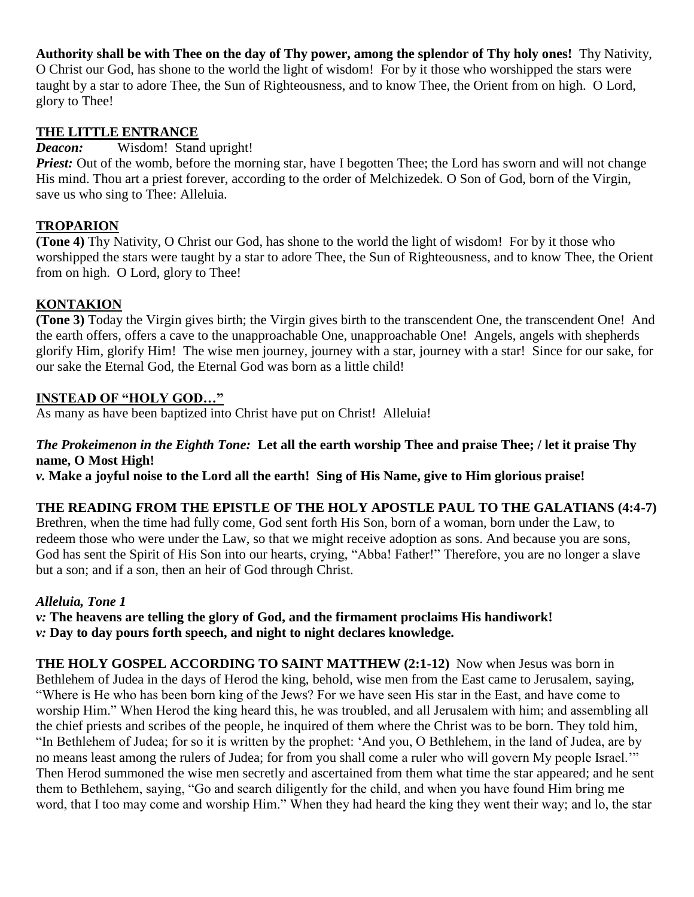**Authority shall be with Thee on the day of Thy power, among the splendor of Thy holy ones!** Thy Nativity, O Christ our God, has shone to the world the light of wisdom! For by it those who worshipped the stars were taught by a star to adore Thee, the Sun of Righteousness, and to know Thee, the Orient from on high. O Lord, glory to Thee!

## THE LITTLE ENTRANCE

***Deacon:*** Wisdom! Stand upright!

***Priest:*** Out of the womb, before the morning star, have I begotten Thee; the Lord has sworn and will not change His mind. Thou art a priest forever, according to the order of Melchizedek. O Son of God, born of the Virgin, save us who sing to Thee: Alleluia.

## TROPARION

**(Tone 4)** Thy Nativity, O Christ our God, has shone to the world the light of wisdom! For by it those who worshipped the stars were taught by a star to adore Thee, the Sun of Righteousness, and to know Thee, the Orient from on high. O Lord, glory to Thee!

## KONTAKION

**(Tone 3)** Today the Virgin gives birth; the Virgin gives birth to the transcendent One, the transcendent One! And the earth offers, offers a cave to the unapproachable One, unapproachable One! Angels, angels with shepherds glorify Him, glorify Him! The wise men journey, journey with a star, journey with a star! Since for our sake, for our sake the Eternal God, the Eternal God was born as a little child!

## INSTEAD OF "HOLY GOD…"

As many as have been baptized into Christ have put on Christ! Alleluia!

***The Prokeimenon in the Eighth Tone:*** **Let all the earth worship Thee and praise Thee; / let it praise Thy name, O Most High!**

***v.*** **Make a joyful noise to the Lord all the earth! Sing of His Name, give to Him glorious praise!**

**THE READING FROM THE EPISTLE OF THE HOLY APOSTLE PAUL TO THE GALATIANS (4:4-7)**

Brethren, when the time had fully come, God sent forth His Son, born of a woman, born under the Law, to redeem those who were under the Law, so that we might receive adoption as sons. And because you are sons, God has sent the Spirit of His Son into our hearts, crying, "Abba! Father!" Therefore, you are no longer a slave but a son; and if a son, then an heir of God through Christ.

***Alleluia, Tone 1***

***v:*** **The heavens are telling the glory of God, and the firmament proclaims His handiwork!**

***v:*** **Day to day pours forth speech, and night to night declares knowledge.**

**THE HOLY GOSPEL ACCORDING TO SAINT MATTHEW (2:1-12)** Now when Jesus was born in Bethlehem of Judea in the days of Herod the king, behold, wise men from the East came to Jerusalem, saying, "Where is He who has been born king of the Jews? For we have seen His star in the East, and have come to worship Him." When Herod the king heard this, he was troubled, and all Jerusalem with him; and assembling all the chief priests and scribes of the people, he inquired of them where the Christ was to be born. They told him, "In Bethlehem of Judea; for so it is written by the prophet: 'And you, O Bethlehem, in the land of Judea, are by no means least among the rulers of Judea; for from you shall come a ruler who will govern My people Israel.'" Then Herod summoned the wise men secretly and ascertained from them what time the star appeared; and he sent them to Bethlehem, saying, "Go and search diligently for the child, and when you have found Him bring me word, that I too may come and worship Him." When they had heard the king they went their way; and lo, the star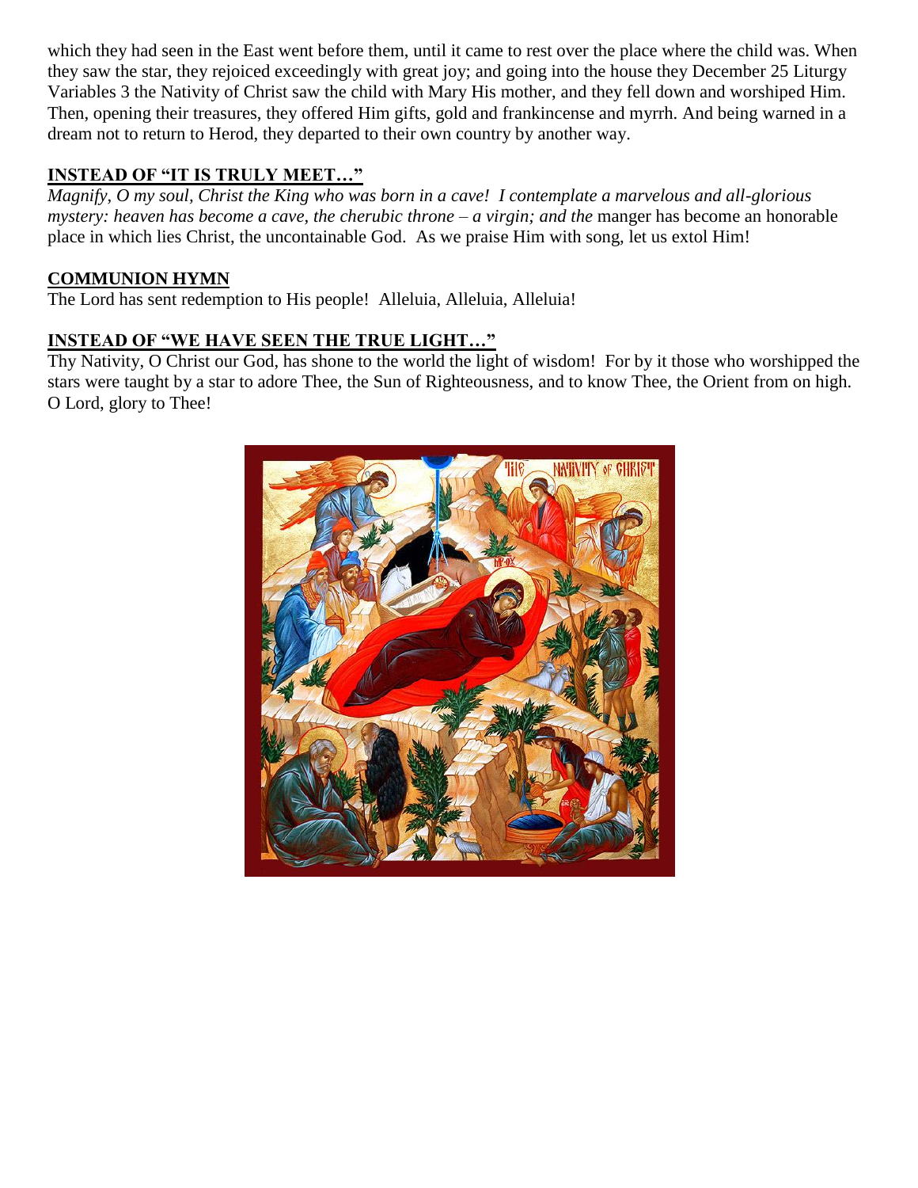which they had seen in the East went before them, until it came to rest over the place where the child was. When they saw the star, they rejoiced exceedingly with great joy; and going into the house they December 25 Liturgy Variables 3 the Nativity of Christ saw the child with Mary His mother, and they fell down and worshiped Him. Then, opening their treasures, they offered Him gifts, gold and frankincense and myrrh. And being warned in a dream not to return to Herod, they departed to their own country by another way.

**INSTEAD OF "IT IS TRULY MEET…"**

*Magnify, O my soul, Christ the King who was born in a cave! I contemplate a marvelous and all-glorious mystery: heaven has become a cave, the cherubic throne – a virgin; and the* manger has become an honorable place in which lies Christ, the uncontainable God. As we praise Him with song, let us extol Him!

**COMMUNION HYMN**

The Lord has sent redemption to His people! Alleluia, Alleluia, Alleluia!

**INSTEAD OF "WE HAVE SEEN THE TRUE LIGHT…"**

Thy Nativity, O Christ our God, has shone to the world the light of wisdom! For by it those who worshipped the stars were taught by a star to adore Thee, the Sun of Righteousness, and to know Thee, the Orient from on high. O Lord, glory to Thee!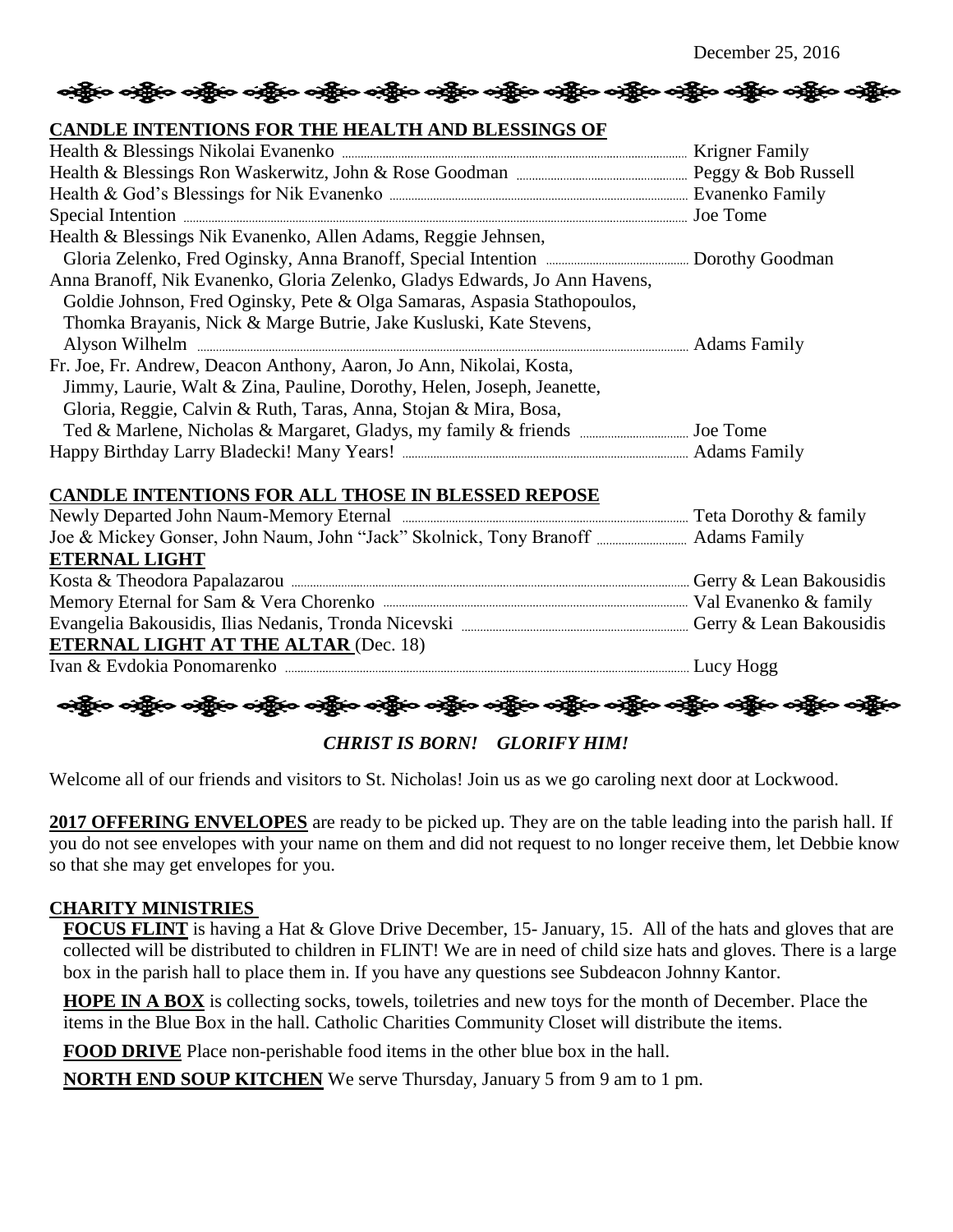December 25, 2016

## CANDLE INTENTIONS FOR THE HEALTH AND BLESSINGS OF

| Intention | Offered by |
|---|---|
| Health & Blessings Nikolai Evanenko | Krigner Family |
| Health & Blessings Ron Waskerwitz, John & Rose Goodman | Peggy & Bob Russell |
| Health & God's Blessings for Nik Evanenko | Evanenko Family |
| Special Intention | Joe Tome |
| Health & Blessings Nik Evanenko, Allen Adams, Reggie Jehnsen, Gloria Zelenko, Fred Oginsky, Anna Branoff, Special Intention | Dorothy Goodman |
| Anna Branoff, Nik Evanenko, Gloria Zelenko, Gladys Edwards, Jo Ann Havens, Goldie Johnson, Fred Oginsky, Pete & Olga Samaras, Aspasia Stathopoulos, Thomka Brayanis, Nick & Marge Butrie, Jake Kusluski, Kate Stevens, Alyson Wilhelm | Adams Family |
| Fr. Joe, Fr. Andrew, Deacon Anthony, Aaron, Jo Ann, Nikolai, Kosta, Jimmy, Laurie, Walt & Zina, Pauline, Dorothy, Helen, Joseph, Jeanette, Gloria, Reggie, Calvin & Ruth, Taras, Anna, Stojan & Mira, Bosa, Ted & Marlene, Nicholas & Margaret, Gladys, my family & friends | Joe Tome |
| Happy Birthday Larry Bladecki! Many Years! | Adams Family |

## CANDLE INTENTIONS FOR ALL THOSE IN BLESSED REPOSE

| Intention | Offered by |
|---|---|
| Newly Departed John Naum-Memory Eternal | Teta Dorothy & family |
| Joe & Mickey Gonser, John Naum, John "Jack" Skolnick, Tony Branoff | Adams Family |

## ETERNAL LIGHT

| Intention | Offered by |
|---|---|
| Kosta & Theodora Papalazarou | Gerry & Lean Bakousidis |
| Memory Eternal for Sam & Vera Chorenko | Val Evanenko & family |
| Evangelia Bakousidis, Ilias Nedanis, Tronda Nicevski | Gerry & Lean Bakousidis |

## ETERNAL LIGHT AT THE ALTAR (Dec. 18)

| Intention | Offered by |
|---|---|
| Ivan & Evdokia Ponomarenko | Lucy Hogg |

***CHRIST IS BORN! GLORIFY HIM!***

Welcome all of our friends and visitors to St. Nicholas! Join us as we go caroling next door at Lockwood.

**2017 OFFERING ENVELOPES** are ready to be picked up. They are on the table leading into the parish hall. If you do not see envelopes with your name on them and did not request to no longer receive them, let Debbie know so that she may get envelopes for you.

## CHARITY MINISTRIES

**FOCUS FLINT** is having a Hat & Glove Drive December, 15- January, 15. All of the hats and gloves that are collected will be distributed to children in FLINT! We are in need of child size hats and gloves. There is a large box in the parish hall to place them in. If you have any questions see Subdeacon Johnny Kantor.

**HOPE IN A BOX** is collecting socks, towels, toiletries and new toys for the month of December. Place the items in the Blue Box in the hall. Catholic Charities Community Closet will distribute the items.

**FOOD DRIVE** Place non-perishable food items in the other blue box in the hall.

**NORTH END SOUP KITCHEN** We serve Thursday, January 5 from 9 am to 1 pm.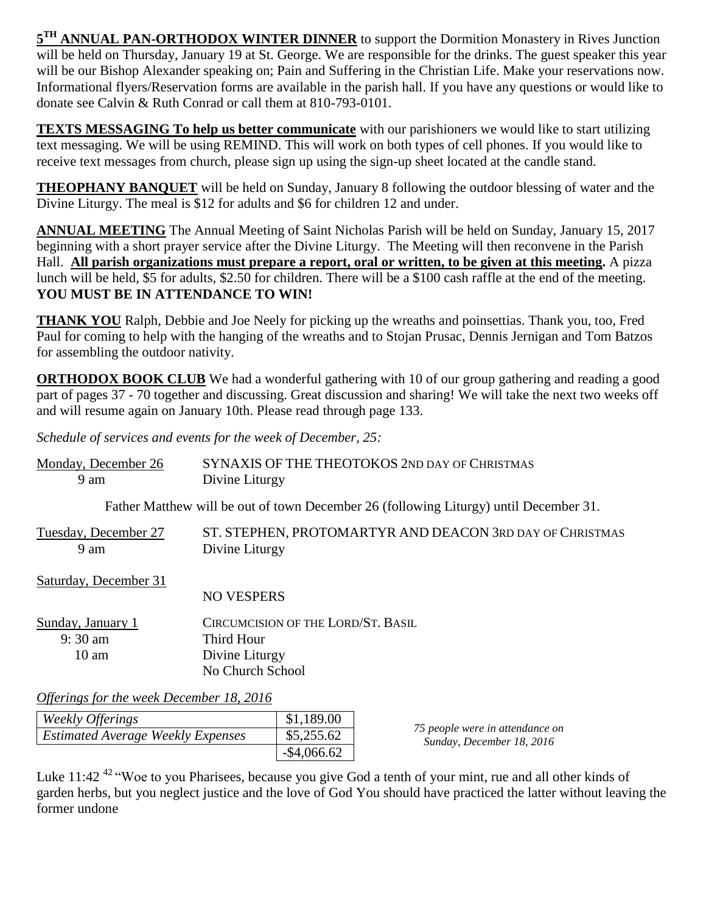**5TH ANNUAL PAN-ORTHODOX WINTER DINNER** to support the Dormition Monastery in Rives Junction will be held on Thursday, January 19 at St. George. We are responsible for the drinks. The guest speaker this year will be our Bishop Alexander speaking on; Pain and Suffering in the Christian Life. Make your reservations now. Informational flyers/Reservation forms are available in the parish hall. If you have any questions or would like to donate see Calvin & Ruth Conrad or call them at 810-793-0101.

**TEXTS MESSAGING To help us better communicate** with our parishioners we would like to start utilizing text messaging. We will be using REMIND. This will work on both types of cell phones. If you would like to receive text messages from church, please sign up using the sign-up sheet located at the candle stand.

**THEOPHANY BANQUET** will be held on Sunday, January 8 following the outdoor blessing of water and the Divine Liturgy. The meal is $12 for adults and $6 for children 12 and under.

**ANNUAL MEETING** The Annual Meeting of Saint Nicholas Parish will be held on Sunday, January 15, 2017 beginning with a short prayer service after the Divine Liturgy. The Meeting will then reconvene in the Parish Hall. **All parish organizations must prepare a report, oral or written, to be given at this meeting.** A pizza lunch will be held, $5 for adults, $2.50 for children. There will be a $100 cash raffle at the end of the meeting. **YOU MUST BE IN ATTENDANCE TO WIN!**

**THANK YOU** Ralph, Debbie and Joe Neely for picking up the wreaths and poinsettias. Thank you, too, Fred Paul for coming to help with the hanging of the wreaths and to Stojan Prusac, Dennis Jernigan and Tom Batzos for assembling the outdoor nativity.

**ORTHODOX BOOK CLUB** We had a wonderful gathering with 10 of our group gathering and reading a good part of pages 37 - 70 together and discussing. Great discussion and sharing! We will take the next two weeks off and will resume again on January 10th. Please read through page 133.

*Schedule of services and events for the week of December, 25:*

Monday, December 26 — SYNAXIS OF THE THEOTOKOS 2ND DAY OF CHRISTMAS
9 am — Divine Liturgy

Father Matthew will be out of town December 26 (following Liturgy) until December 31.

Tuesday, December 27 — ST. STEPHEN, PROTOMARTYR AND DEACON 3RD DAY OF CHRISTMAS
9 am — Divine Liturgy

Saturday, December 31
NO VESPERS

Sunday, January 1 — CIRCUMCISION OF THE LORD/ST. BASIL
9: 30 am — Third Hour
10 am — Divine Liturgy
No Church School

*Offerings for the week December 18, 2016*

| | |
|---|---|
| *Weekly Offerings* | $1,189.00 |
| *Estimated Average Weekly Expenses* | $5,255.62 |
| | -$4,066.62 |

*75 people were in attendance on Sunday, December 18, 2016*

Luke 11:42 [42] "Woe to you Pharisees, because you give God a tenth of your mint, rue and all other kinds of garden herbs, but you neglect justice and the love of God You should have practiced the latter without leaving the former undone